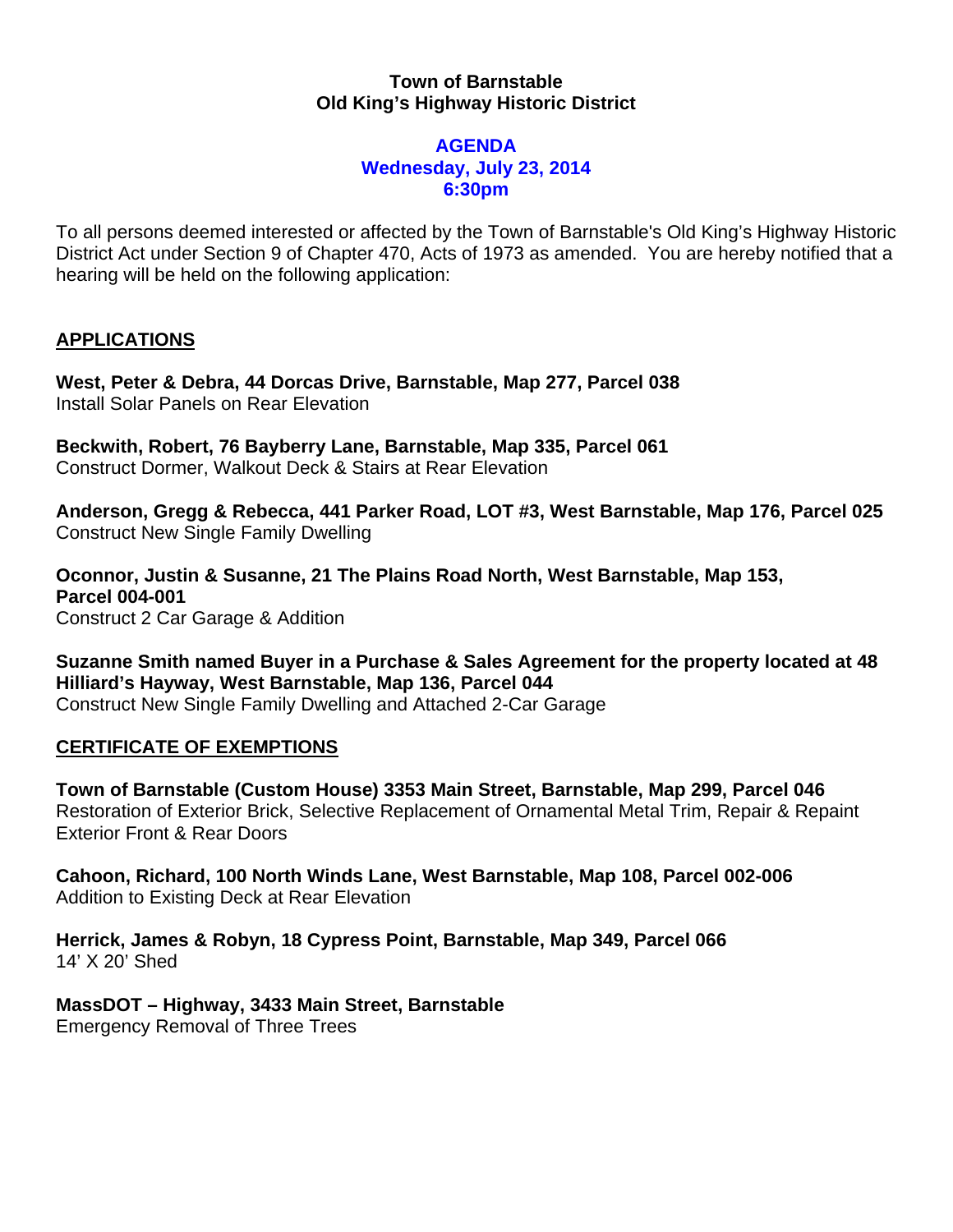**Town of Barnstable**
**Old King's Highway Historic District**

**AGENDA**
**Wednesday, July 23, 2014**
**6:30pm**

To all persons deemed interested or affected by the Town of Barnstable's Old King's Highway Historic District Act under Section 9 of Chapter 470, Acts of 1973 as amended. You are hereby notified that a hearing will be held on the following application:

## APPLICATIONS

**West, Peter & Debra, 44 Dorcas Drive, Barnstable, Map 277, Parcel 038**
Install Solar Panels on Rear Elevation

**Beckwith, Robert, 76 Bayberry Lane, Barnstable, Map 335, Parcel 061**
Construct Dormer, Walkout Deck & Stairs at Rear Elevation

**Anderson, Gregg & Rebecca, 441 Parker Road, LOT #3, West Barnstable, Map 176, Parcel 025**
Construct New Single Family Dwelling

**Oconnor, Justin & Susanne, 21 The Plains Road North, West Barnstable, Map 153, Parcel 004-001**
Construct 2 Car Garage & Addition

**Suzanne Smith named Buyer in a Purchase & Sales Agreement for the property located at 48 Hilliard's Hayway, West Barnstable, Map 136, Parcel 044**
Construct New Single Family Dwelling and Attached 2-Car Garage

## CERTIFICATE OF EXEMPTIONS

**Town of Barnstable (Custom House) 3353 Main Street, Barnstable, Map 299, Parcel 046**
Restoration of Exterior Brick, Selective Replacement of Ornamental Metal Trim, Repair & Repaint Exterior Front & Rear Doors

**Cahoon, Richard, 100 North Winds Lane, West Barnstable, Map 108, Parcel 002-006**
Addition to Existing Deck at Rear Elevation

**Herrick, James & Robyn, 18 Cypress Point, Barnstable, Map 349, Parcel 066**
14' X 20' Shed

**MassDOT – Highway, 3433 Main Street, Barnstable**
Emergency Removal of Three Trees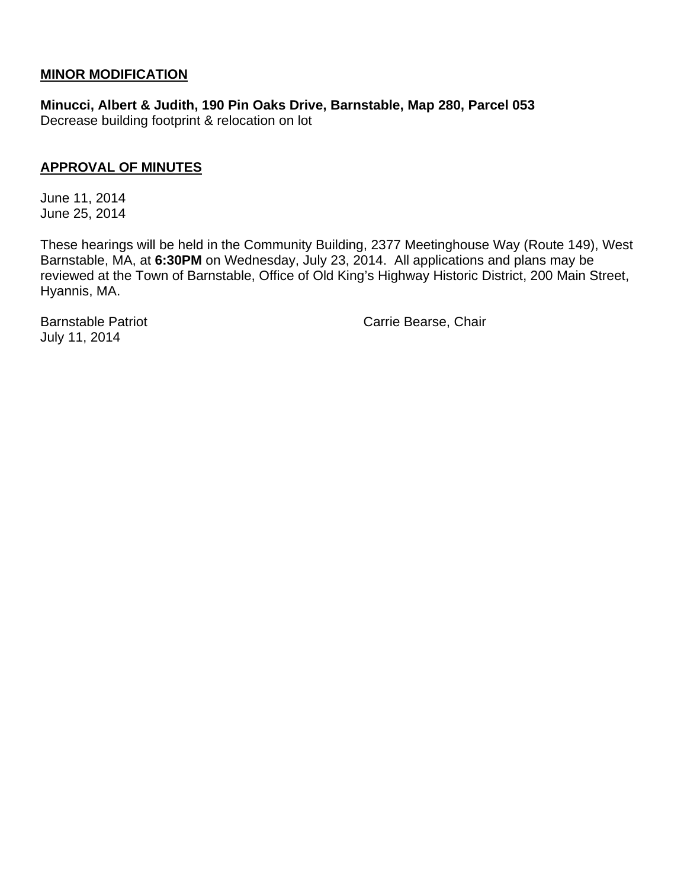**MINOR MODIFICATION**

**Minucci, Albert & Judith, 190 Pin Oaks Drive, Barnstable, Map 280, Parcel 053**
Decrease building footprint & relocation on lot

**APPROVAL OF MINUTES**

June 11, 2014
June 25, 2014

These hearings will be held in the Community Building, 2377 Meetinghouse Way (Route 149), West Barnstable, MA, at **6:30PM** on Wednesday, July 23, 2014. All applications and plans may be reviewed at the Town of Barnstable, Office of Old King's Highway Historic District, 200 Main Street, Hyannis, MA.

Barnstable Patriot
July 11, 2014

Carrie Bearse, Chair